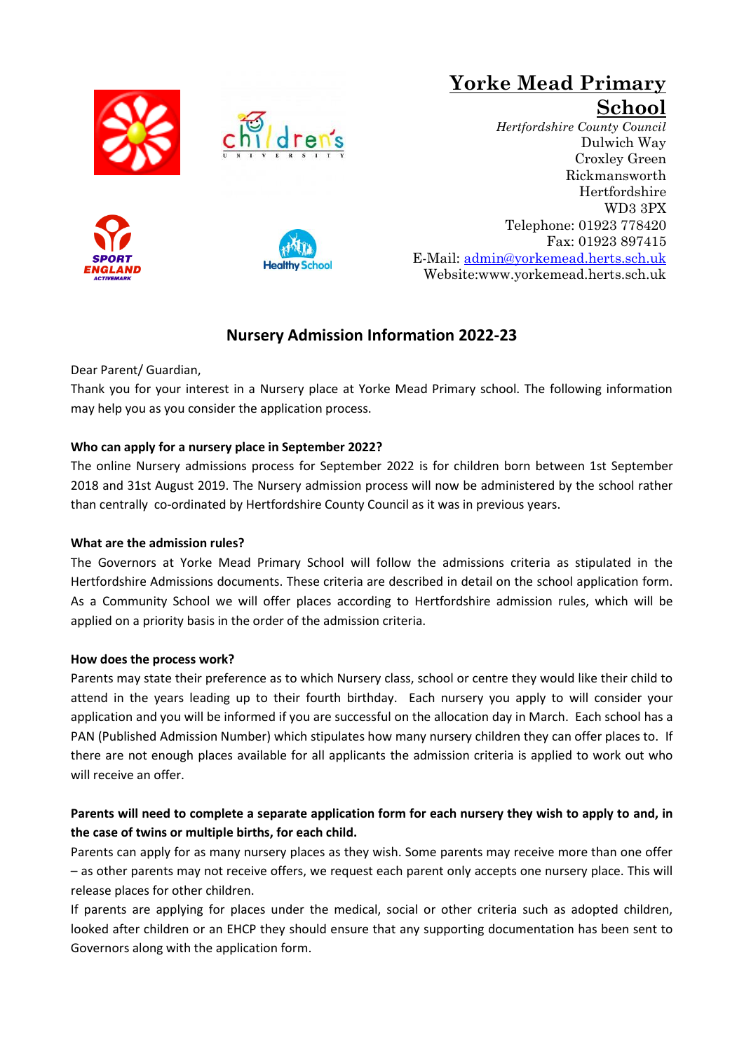# Yorke Mead Primary School

*Hertfordshire County Council*
Dulwich Way
Croxley Green
Rickmansworth
Hertfordshire
WD3 3PX
Telephone: 01923 778420
Fax: 01923 897415
E-Mail: admin@yorkemead.herts.sch.uk
Website:www.yorkemead.herts.sch.uk

## Nursery Admission Information 2022-23

Dear Parent/ Guardian,

Thank you for your interest in a Nursery place at Yorke Mead Primary school. The following information may help you as you consider the application process.

**Who can apply for a nursery place in September 2022?**

The online Nursery admissions process for September 2022 is for children born between 1st September 2018 and 31st August 2019. The Nursery admission process will now be administered by the school rather than centrally co-ordinated by Hertfordshire County Council as it was in previous years.

**What are the admission rules?**

The Governors at Yorke Mead Primary School will follow the admissions criteria as stipulated in the Hertfordshire Admissions documents. These criteria are described in detail on the school application form. As a Community School we will offer places according to Hertfordshire admission rules, which will be applied on a priority basis in the order of the admission criteria.

**How does the process work?**

Parents may state their preference as to which Nursery class, school or centre they would like their child to attend in the years leading up to their fourth birthday. Each nursery you apply to will consider your application and you will be informed if you are successful on the allocation day in March. Each school has a PAN (Published Admission Number) which stipulates how many nursery children they can offer places to. If there are not enough places available for all applicants the admission criteria is applied to work out who will receive an offer.

**Parents will need to complete a separate application form for each nursery they wish to apply to and, in the case of twins or multiple births, for each child.**

Parents can apply for as many nursery places as they wish. Some parents may receive more than one offer – as other parents may not receive offers, we request each parent only accepts one nursery place. This will release places for other children.

If parents are applying for places under the medical, social or other criteria such as adopted children, looked after children or an EHCP they should ensure that any supporting documentation has been sent to Governors along with the application form.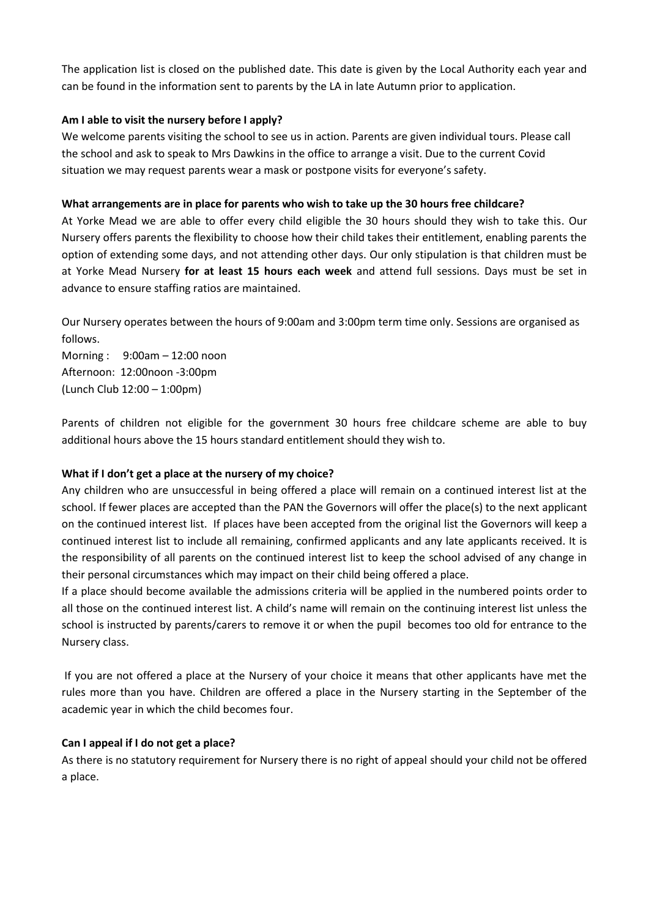The application list is closed on the published date. This date is given by the Local Authority each year and can be found in the information sent to parents by the LA in late Autumn prior to application.

**Am I able to visit the nursery before I apply?**

We welcome parents visiting the school to see us in action. Parents are given individual tours. Please call the school and ask to speak to Mrs Dawkins in the office to arrange a visit. Due to the current Covid situation we may request parents wear a mask or postpone visits for everyone's safety.

**What arrangements are in place for parents who wish to take up the 30 hours free childcare?**

At Yorke Mead we are able to offer every child eligible the 30 hours should they wish to take this. Our Nursery offers parents the flexibility to choose how their child takes their entitlement, enabling parents the option of extending some days, and not attending other days. Our only stipulation is that children must be at Yorke Mead Nursery **for at least 15 hours each week** and attend full sessions. Days must be set in advance to ensure staffing ratios are maintained.

Our Nursery operates between the hours of 9:00am and 3:00pm term time only. Sessions are organised as follows.

Morning : 9:00am – 12:00 noon
Afternoon: 12:00noon -3:00pm
(Lunch Club 12:00 – 1:00pm)

Parents of children not eligible for the government 30 hours free childcare scheme are able to buy additional hours above the 15 hours standard entitlement should they wish to.

**What if I don't get a place at the nursery of my choice?**

Any children who are unsuccessful in being offered a place will remain on a continued interest list at the school. If fewer places are accepted than the PAN the Governors will offer the place(s) to the next applicant on the continued interest list. If places have been accepted from the original list the Governors will keep a continued interest list to include all remaining, confirmed applicants and any late applicants received. It is the responsibility of all parents on the continued interest list to keep the school advised of any change in their personal circumstances which may impact on their child being offered a place.

If a place should become available the admissions criteria will be applied in the numbered points order to all those on the continued interest list. A child's name will remain on the continuing interest list unless the school is instructed by parents/carers to remove it or when the pupil becomes too old for entrance to the Nursery class.

If you are not offered a place at the Nursery of your choice it means that other applicants have met the rules more than you have. Children are offered a place in the Nursery starting in the September of the academic year in which the child becomes four.

**Can I appeal if I do not get a place?**

As there is no statutory requirement for Nursery there is no right of appeal should your child not be offered a place.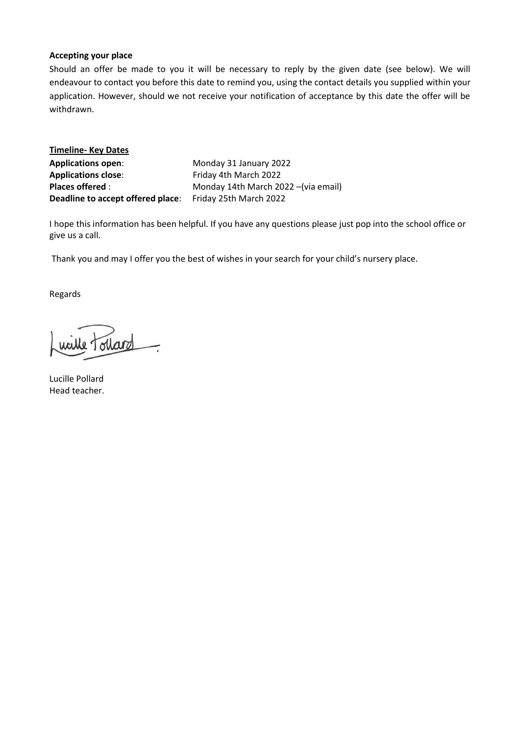**Accepting your place**

Should an offer be made to you it will be necessary to reply by the given date (see below). We will endeavour to contact you before this date to remind you, using the contact details you supplied within your application. However, should we not receive your notification of acceptance by this date the offer will be withdrawn.

**<u>Timeline- Key Dates</u>**

| | |
|---|---|
| **Applications open**: | Monday 31 January 2022 |
| **Applications close**: | Friday 4th March 2022 |
| **Places offered** : | Monday 14th March 2022 –(via email) |
| **Deadline to accept offered place**: | Friday 25th March 2022 |

I hope this information has been helpful. If you have any questions please just pop into the school office or give us a call.

Thank you and may I offer you the best of wishes in your search for your child's nursery place.

Regards

Lucille Pollard

Lucille Pollard
Head teacher.